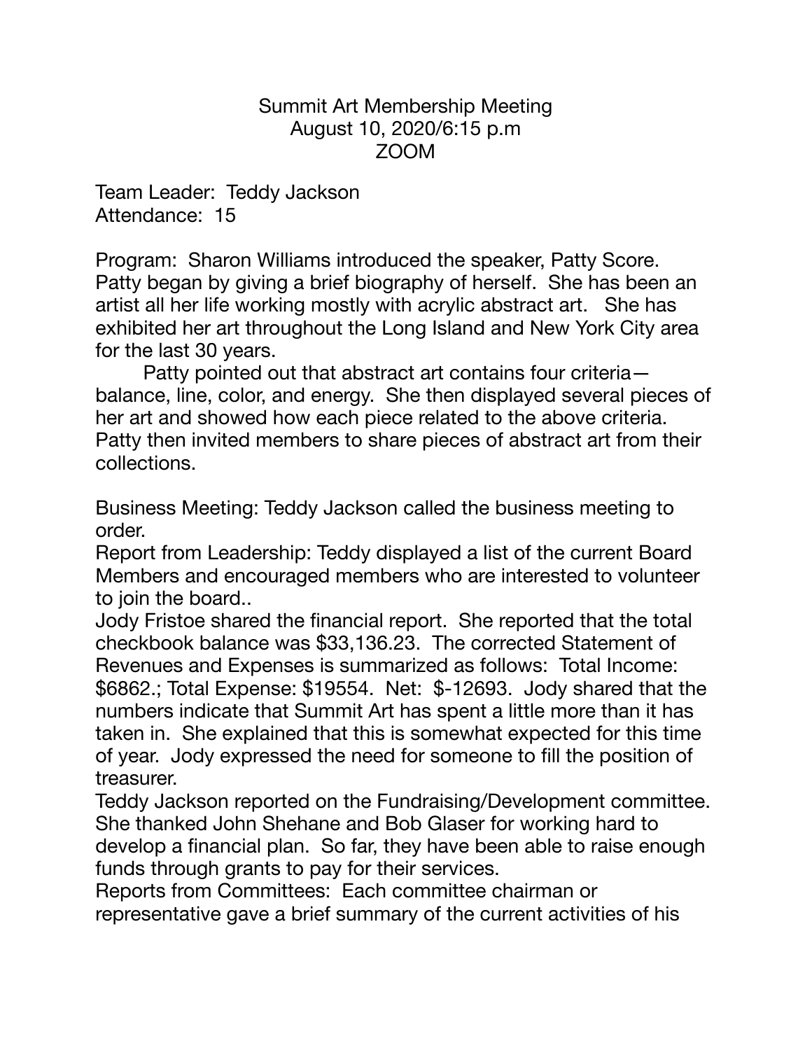# Summit Art Membership Meeting
## August 10, 2020/6:15 p.m
## ZOOM

Team Leader: Teddy Jackson
Attendance: 15

Program: Sharon Williams introduced the speaker, Patty Score. Patty began by giving a brief biography of herself. She has been an artist all her life working mostly with acrylic abstract art. She has exhibited her art throughout the Long Island and New York City area for the last 30 years.

Patty pointed out that abstract art contains four criteria—balance, line, color, and energy. She then displayed several pieces of her art and showed how each piece related to the above criteria. Patty then invited members to share pieces of abstract art from their collections.

Business Meeting: Teddy Jackson called the business meeting to order.

Report from Leadership: Teddy displayed a list of the current Board Members and encouraged members who are interested to volunteer to join the board..

Jody Fristoe shared the financial report. She reported that the total checkbook balance was $33,136.23. The corrected Statement of Revenues and Expenses is summarized as follows: Total Income: $6862.; Total Expense: $19554. Net: $-12693. Jody shared that the numbers indicate that Summit Art has spent a little more than it has taken in. She explained that this is somewhat expected for this time of year. Jody expressed the need for someone to fill the position of treasurer.

Teddy Jackson reported on the Fundraising/Development committee. She thanked John Shehane and Bob Glaser for working hard to develop a financial plan. So far, they have been able to raise enough funds through grants to pay for their services.

Reports from Committees: Each committee chairman or representative gave a brief summary of the current activities of his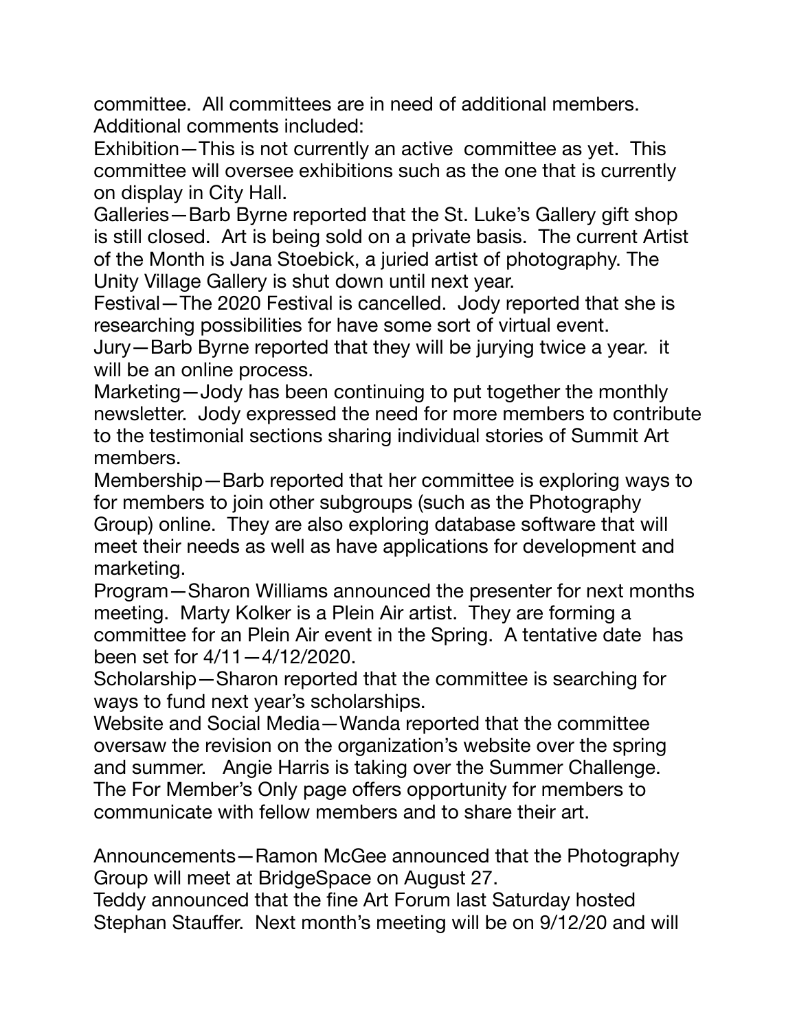committee. All committees are in need of additional members. Additional comments included:

Exhibition—This is not currently an active committee as yet. This committee will oversee exhibitions such as the one that is currently on display in City Hall.

Galleries—Barb Byrne reported that the St. Luke's Gallery gift shop is still closed. Art is being sold on a private basis. The current Artist of the Month is Jana Stoebick, a juried artist of photography. The Unity Village Gallery is shut down until next year.

Festival—The 2020 Festival is cancelled. Jody reported that she is researching possibilities for have some sort of virtual event.

Jury—Barb Byrne reported that they will be jurying twice a year. it will be an online process.

Marketing—Jody has been continuing to put together the monthly newsletter. Jody expressed the need for more members to contribute to the testimonial sections sharing individual stories of Summit Art members.

Membership—Barb reported that her committee is exploring ways to for members to join other subgroups (such as the Photography Group) online. They are also exploring database software that will meet their needs as well as have applications for development and marketing.

Program—Sharon Williams announced the presenter for next months meeting. Marty Kolker is a Plein Air artist. They are forming a committee for an Plein Air event in the Spring. A tentative date has been set for 4/11—4/12/2020.

Scholarship—Sharon reported that the committee is searching for ways to fund next year's scholarships.

Website and Social Media—Wanda reported that the committee oversaw the revision on the organization's website over the spring and summer. Angie Harris is taking over the Summer Challenge. The For Member's Only page offers opportunity for members to communicate with fellow members and to share their art.

Announcements—Ramon McGee announced that the Photography Group will meet at BridgeSpace on August 27.

Teddy announced that the fine Art Forum last Saturday hosted Stephan Stauffer. Next month's meeting will be on 9/12/20 and will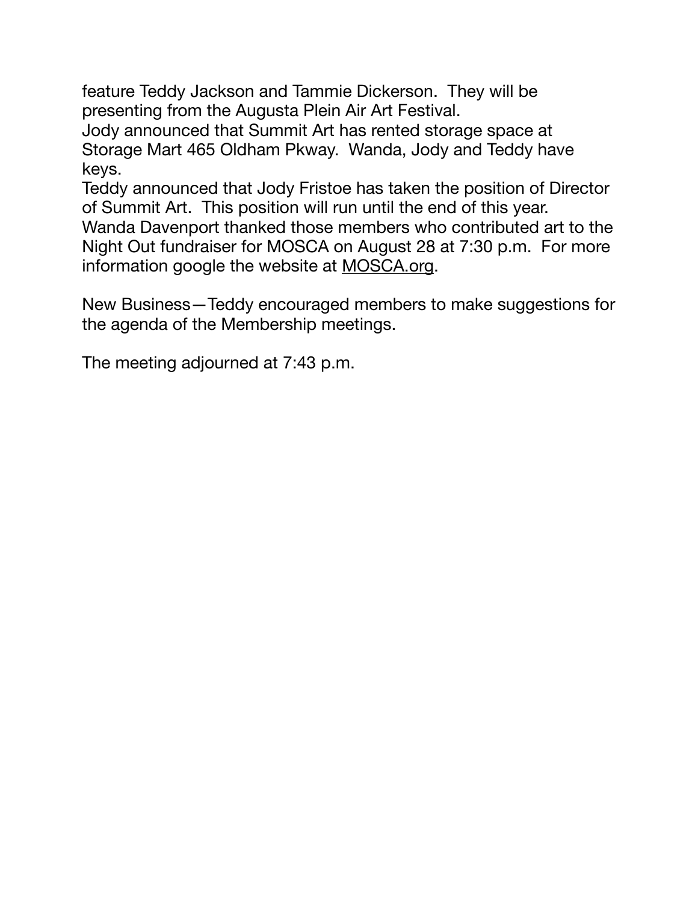feature Teddy Jackson and Tammie Dickerson. They will be presenting from the Augusta Plein Air Art Festival.
Jody announced that Summit Art has rented storage space at Storage Mart 465 Oldham Pkway. Wanda, Jody and Teddy have keys.
Teddy announced that Jody Fristoe has taken the position of Director of Summit Art. This position will run until the end of this year.
Wanda Davenport thanked those members who contributed art to the Night Out fundraiser for MOSCA on August 28 at 7:30 p.m. For more information google the website at MOSCA.org.

New Business—Teddy encouraged members to make suggestions for the agenda of the Membership meetings.

The meeting adjourned at 7:43 p.m.